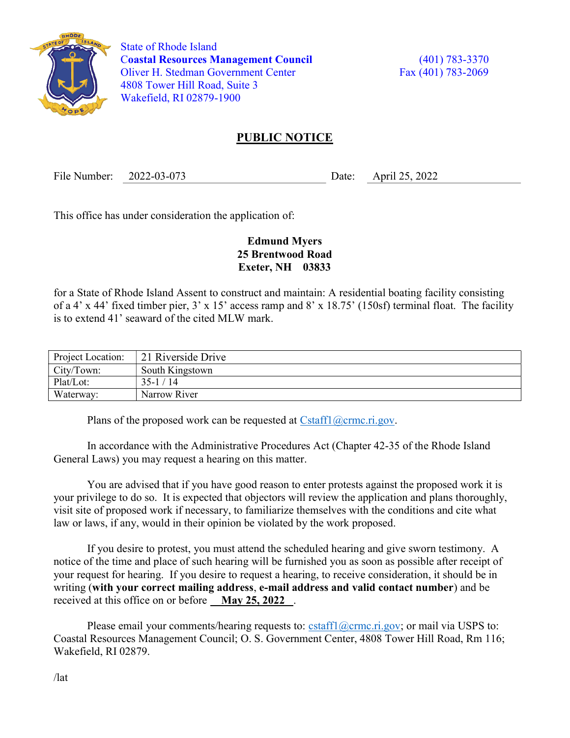State of Rhode Island
**Coastal Resources Management Council**
Oliver H. Stedman Government Center
4808 Tower Hill Road, Suite 3
Wakefield, RI 02879-1900

(401) 783-3370
Fax (401) 783-2069

# PUBLIC NOTICE

File Number: 2022-03-073 Date: April 25, 2022

This office has under consideration the application of:

**Edmund Myers**
**25 Brentwood Road**
**Exeter, NH 03833**

for a State of Rhode Island Assent to construct and maintain: A residential boating facility consisting of a 4' x 44' fixed timber pier, 3' x 15' access ramp and 8' x 18.75' (150sf) terminal float. The facility is to extend 41' seaward of the cited MLW mark.

| Project Location: | 21 Riverside Drive |
|---|---|
| City/Town: | South Kingstown |
| Plat/Lot: | 35-1 / 14 |
| Waterway: | Narrow River |

Plans of the proposed work can be requested at Cstaff1@crmc.ri.gov.

In accordance with the Administrative Procedures Act (Chapter 42-35 of the Rhode Island General Laws) you may request a hearing on this matter.

You are advised that if you have good reason to enter protests against the proposed work it is your privilege to do so. It is expected that objectors will review the application and plans thoroughly, visit site of proposed work if necessary, to familiarize themselves with the conditions and cite what law or laws, if any, would in their opinion be violated by the work proposed.

If you desire to protest, you must attend the scheduled hearing and give sworn testimony. A notice of the time and place of such hearing will be furnished you as soon as possible after receipt of your request for hearing. If you desire to request a hearing, to receive consideration, it should be in writing (**with your correct mailing address**, **e-mail address and valid contact number**) and be received at this office on or before **May 25, 2022**.

Please email your comments/hearing requests to: cstaff1@crmc.ri.gov; or mail via USPS to: Coastal Resources Management Council; O. S. Government Center, 4808 Tower Hill Road, Rm 116; Wakefield, RI 02879.

/lat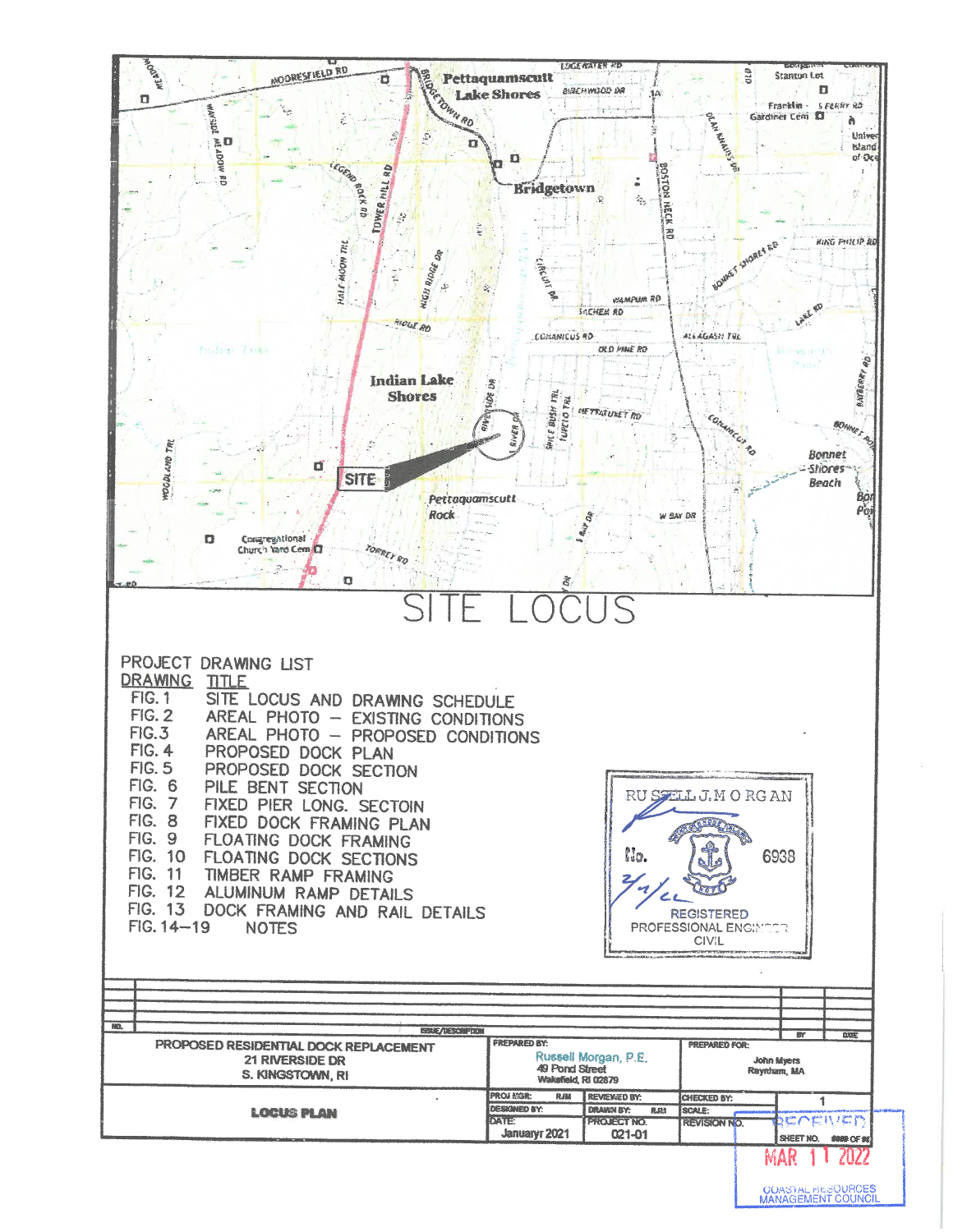# SITE LOCUS

PROJECT DRAWING LIST

| DRAWING | TITLE |
|---|---|
| FIG. 1 | SITE LOCUS AND DRAWING SCHEDULE |
| FIG. 2 | AREAL PHOTO – EXISTING CONDITIONS |
| FIG. 3 | AREAL PHOTO – PROPOSED CONDITIONS |
| FIG. 4 | PROPOSED DOCK PLAN |
| FIG. 5 | PROPOSED DOCK SECTION |
| FIG. 6 | PILE BENT SECTION |
| FIG. 7 | FIXED PIER LONG. SECTOIN |
| FIG. 8 | FIXED DOCK FRAMING PLAN |
| FIG. 9 | FLOATING DOCK FRAMING |
| FIG. 10 | FLOATING DOCK SECTIONS |
| FIG. 11 | TIMBER RAMP FRAMING |
| FIG. 12 | ALUMINUM RAMP DETAILS |
| FIG. 13 | DOCK FRAMING AND RAIL DETAILS |
| FIG. 14–19 | NOTES |

RUSSELL J. MORGAN
No. 6938
2/4/22
REGISTERED PROFESSIONAL ENGINEER CIVIL

| NO. | ISSUE/DESCRIPTION | BY | DATE |
|---|---|---|---|
| | | | |

PROPOSED RESIDENTIAL DOCK REPLACEMENT
21 RIVERSIDE DR
S. KINGSTOWN, RI

PREPARED BY:
Russell Morgan, P.E.
49 Pond Street
Wakefield, RI 02879

PREPARED FOR:
John Myers
Raynham, MA

**LOCUS PLAN**

| PROJ MGR: RJM | REVIEWED BY: | CHECKED BY: | 1 |
|---|---|---|---|
| DESIGNED BY: | DRAWN BY: RJM | SCALE: | |
| DATE: January 2021 | PROJECT NO. 021-01 | REVISION NO. | SHEET NO. OF |

RECEIVED
MAR 11 2022
COASTAL RESOURCES MANAGEMENT COUNCIL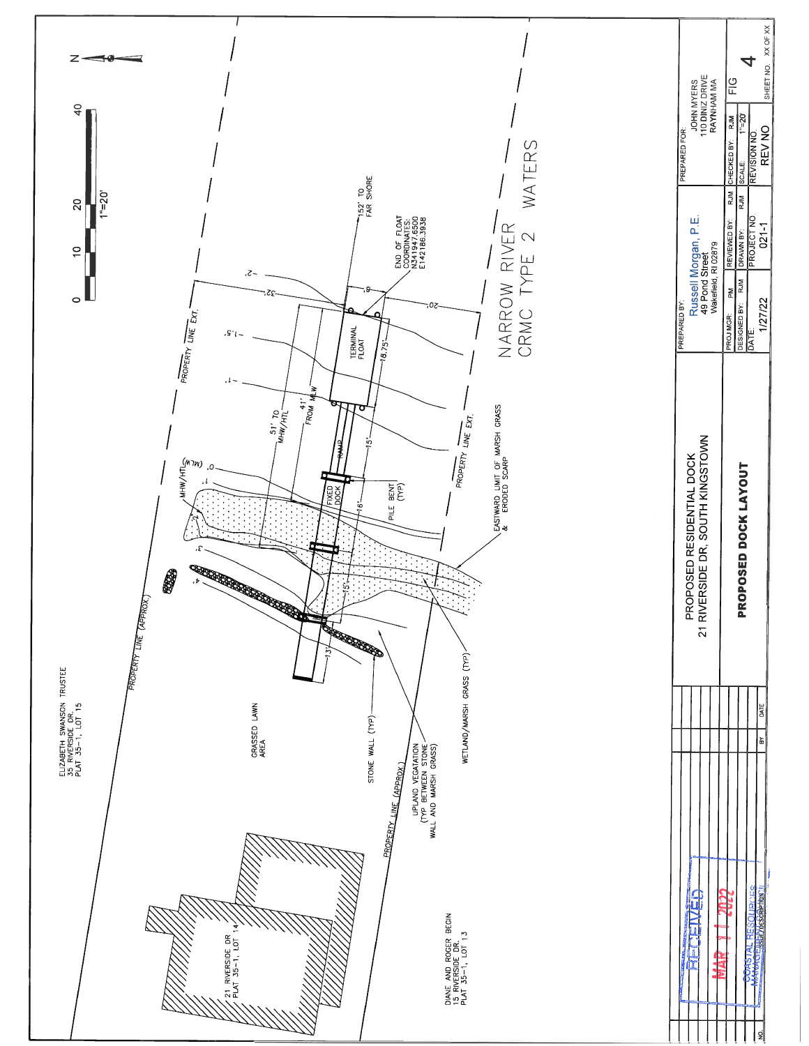PROPOSED RESIDENTIAL DOCK
21 RIVERSIDE DR, SOUTH KINGSTOWN

**PROPOSED DOCK LAYOUT**

0 10 20 40
1"=20'

N

ELIZABETH SWANSON TRUSTEE
35 RIVERSIDE DR.
PLAT 35-1, LOT 15

21 RIVERSIDE DR
PLAT 35-1, LOT 14

DIANE AND ROGER BEGIN
15 RIVERSIDE DR.
PLAT 35-1, LOT 13

GRASSED LAWN AREA

STONE WALL (TYP)

PROPERTY LINE (APPROX.)

UPLAND VEGATATION (TYP BETWEEN STONE WALL AND MARSH GRASS)

WETLAND/MARSH GRASS (TYP)

EASTWARD LIMIT OF MARSH GRASS & ERODED SCARP

PROPERTY LINE EXT.

MHW/HTL

0' (MLW)

FIXED DOCK

PILE BENT (TYP)

RAMP

TERMINAL FLOAT

51' TO MHW/HTL

41' FROM MLW

152' TO FAR SHORE

END OF FLOAT COORDINATES:
N341947.6500
E142186.3938

13' 15' 16' 15' 18.75' 8' 20' 32'

1' 3' 4' -1' -1.5' -2'

NARROW RIVER
CRMC TYPE 2 WATERS

RECEIVED
MAR 11 2022
COASTAL RESOURCES MANAGEMENT COUNCIL

| NO. | DESCRIPTION | BY | DATE |
|---|---|---|---|

PREPARED BY:
Russell Morgan, P.E.
49 Pond Street
Wakefield, RI 02879

PREPARED FOR:
JOHN MYERS
110 DINIZ DRIVE
RAYNHAM MA

| PROJ MGR: PM | REVIEWED BY: RJM | CHECKED BY: RJM | FIG |
|---|---|---|---|
| DESIGNED BY: RJM | DRAWN BY: RJM | SCALE: 1"=20' | 4 |
| DATE: 1/27/22 | PROJECT NO. 021-1 | REVISION NO. REV NO | SHEET NO. XX OF XX |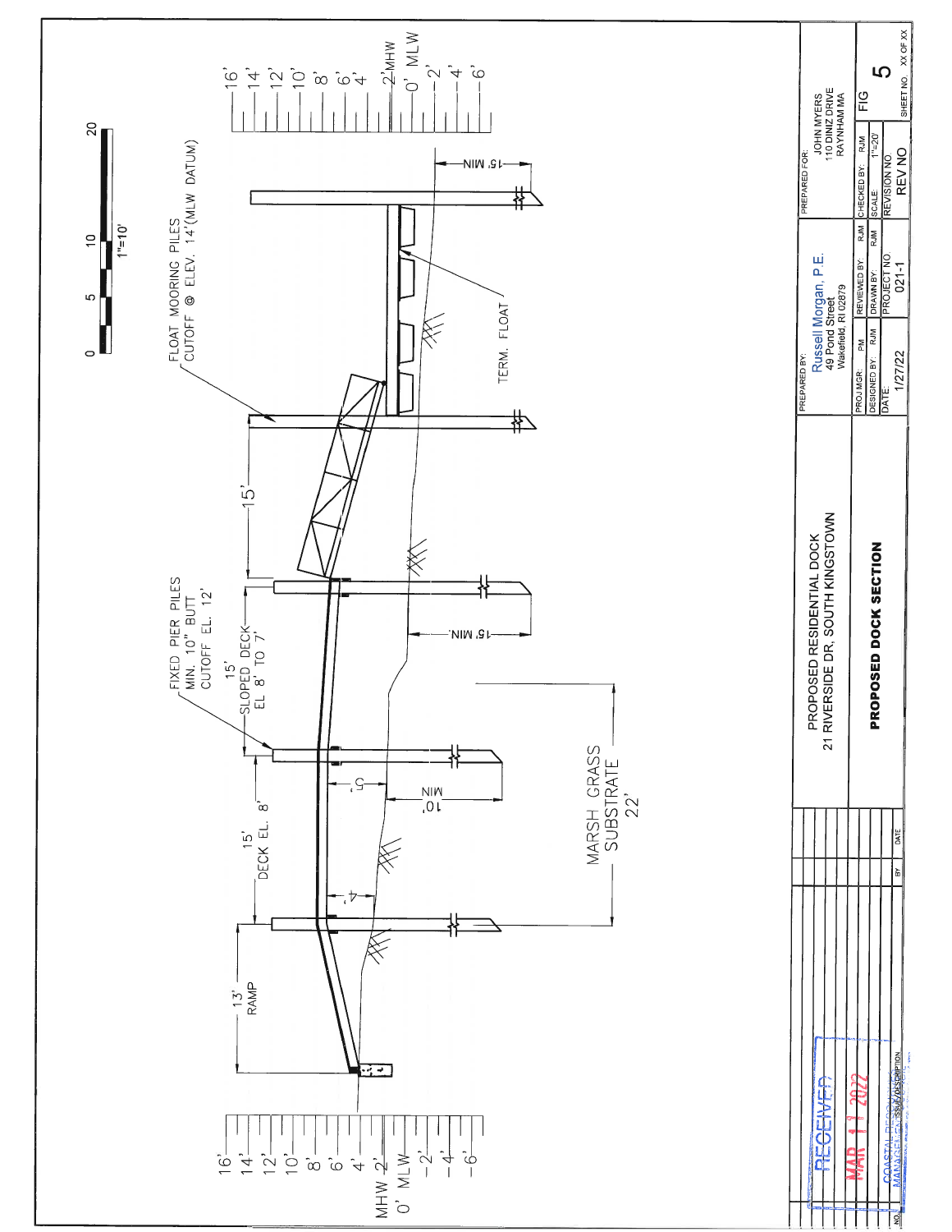FLOAT MOORING PILES
CUTOFF @ ELEV. 14'(MLW DATUM)

0 5 10 20
1"=10'

FIXED PIER PILES
MIN. 10" BUTT
CUTOFF EL. 12'

13'
RAMP

15'
DECK EL. 8'

15'
SLOPED DECK
EL 8' TO 7'

15'

4'

5'

10' MIN

15' MIN.

15' MIN

TERM. FLOAT

MARSH GRASS
SUBSTRATE
22'

16'
14'
12'
10'
8'
6'
4'
MHW 2'
0' MLW
-2'
-4'
-6'

| NO. | BY | DATE | ISSUE/DESCRIPTION |
|---|---|---|---|

RECEIVED
MAR 11 2022
COASTAL RESOURCES MANAGEMENT COUNCIL

PROPOSED RESIDENTIAL DOCK
21 RIVERSIDE DR, SOUTH KINGSTOWN

**PROPOSED DOCK SECTION**

PREPARED BY:
Russell Morgan, P.E.
49 Pond Street
Wakefield, RI 02879

PREPARED FOR:
JOHN MYERS
110 DINIZ DRIVE
RAYNHAM MA

| PROJ MGR: | PM | REVIEWED BY: | RJM | CHECKED BY: | RJM |
|---|---|---|---|---|---|
| DESIGNED BY: | RJM | DRAWN BY: | RJM | SCALE: | 1"=20' |
| DATE: | 1/27/22 | PROJECT NO. | 021-1 | REVISION NO. | REV NO |

FIG 5

SHEET NO. XX OF XX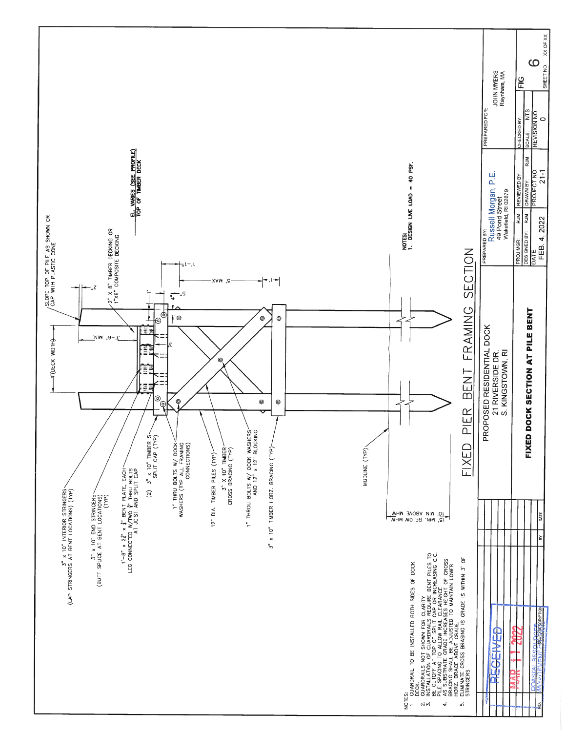# FIXED PIER BENT FRAMING SECTION

3" x 10" INTERIOR STRINGERS (LAP STRINGERS AT BENT LOCATIONS) (TYP)

3" x 10" END STRINGERS (BUTT SPLICE AT BENT LOCATIONS) (TYP)

1'-8" x 2¼" x ¼" BENT PLATE, EACH LEG CONNECTED W/TWO ¾" THRU BOLTS AT JOIST AND SPLIT CAP

(2) 3" x 10" TIMBER SPLIT CAP (TYP)

1" THRU BOLTS W/ DOCK WASHERS (TYP ALL FRAMING CONNECTIONS)

12" DIA. TIMBER PILES (TYP)

3" X 10" TIMBER CROSS BRACING (TYP)

1" THROU BOLTS W/ DOCK WASHERS AND 12" x 12" BLOCKING

3" x 10" TIMBER HORZ. BRACING (TYP)

MUDLINE (TYP)

10' MIN. ABOVE MHW

15' MIN. BELOW MHW

4'(DECK WIDTH)

3'-6" MIN.

SLOPE TOP OF PILE AS SHOWN OR CAP WITH PLASTIC CONE

2" x 8" TIMBER DECKING OR 1"X6" COMPOSITE DECKING

EL. VARIES (SEE PROFILE) TOP OF TIMBER DECK

2" 1' 4" 6" 5' MAX 1'-1" 1'

NOTES:
1. DESIGN LIVE LOAD = 40 PSF.

NOTES:
1. GUARDRAIL TO BE INSTALLED BOTH SIDES OF DOCK DECK.
2. GUARDRAILS NOT SHOWN FOR CLARITY.
3. INSTALLATION OF GUARDRAILS REQUIRE BENT PILES TO BE CUTOFF AT TOP OF SPLIT CAP OR INCREASING C.C. PILE SPACING TO ALLOW RAIL CLEARANCE.
4. AS SUBSTRATE GRADE INCREASES HEIGHT OF CROSS BRACING SHALL BE ADJUSTED TO MAINTAIN LOWER HORZ. BRACE ABOVE GRADE.
5. ELIMINATE CROSS BRACING IS GRADE IS WITHIN 3' OF STRINGERS

RECEIVED
MAR 11 2022
COASTAL RESOURCES MANAGEMENT COUNCIL

| NO. | REVISION/DESCRIPTION | BY | DATE |
|---|---|---|---|

PROPOSED RESIDENTIAL DOCK
21 RIVERSIDE DR.
S. KINGSTOWN, RI

**FIXED DOCK SECTION AT PILE BENT**

| PREPARED BY: Russell Morgan, P.E. 49 Pond Street Wakefield, RI 02879 | | PREPARED FOR: JOHN MYERS Raynham, MA | FIG 6 |
|---|---|---|---|
| PROJ.MGR: RJM | REVIEWED BY: RJM | CHECKED BY: | |
| DESIGNED BY: RJM | DRAWN BY: RJM | SCALE: NTS | |
| DATE: FEB. 4, 2022 | PROJECT NO. 21-1 | REVISION NO. 0 | SHEET NO. XX OF XX |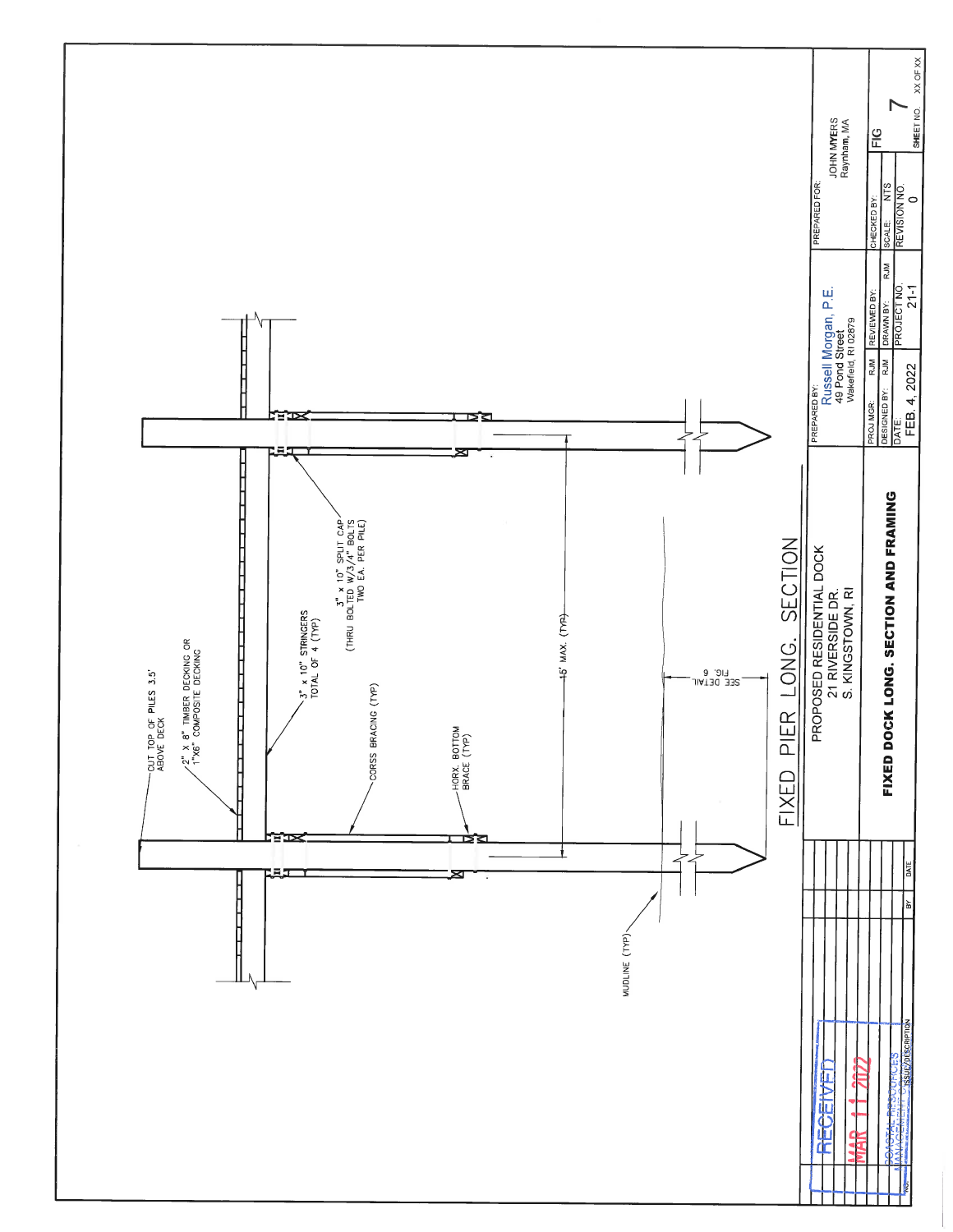## FIXED PIER LONG. SECTION

- CUT TOP OF PILES 3.5' ABOVE DECK
- 2" x 8" TIMBER DECKING OR 1"X6" COMPOSITE DECKING
- 3" x 10" STRINGERS TOTAL OF 4 (TYP)
- 3" x 10" SPLIT CAP (THRU BOLTED W/3/4" BOLTS TWO EA. PER PILE)
- CORSS BRACING (TYP)
- HORX. BOTTOM BRACE (TYP)
- 15' MAX. (TYP)
- SEE DETAIL FIG. 6
- MUDLINE (TYP)

| NO. | ISSUE/DESCRIPTION | BY | DATE |
|---|---|---|---|
| | | | |

RECEIVED
MAR 11 2022
COASTAL RESOURCES MANAGEMENT COUNCIL

PROPOSED RESIDENTIAL DOCK
21 RIVERSIDE DR.
S. KINGSTOWN, RI

**FIXED DOCK LONG. SECTION AND FRAMING**

PREPARED BY:
Russell Morgan, P.E.
49 Pond Street
Wakefield, RI 02879

PREPARED FOR:
JOHN MYERS
Raynham, MA

| PROJ MGR: | REVIEWED BY: RJM | CHECKED BY: | FIG |
|---|---|---|---|
| DESIGNED BY: RJM | DRAWN BY: RJM | SCALE: NTS | 7 |
| DATE: FEB. 4, 2022 | PROJECT NO. 21-1 | REVISION NO. 0 | SHEET NO. XX OF XX |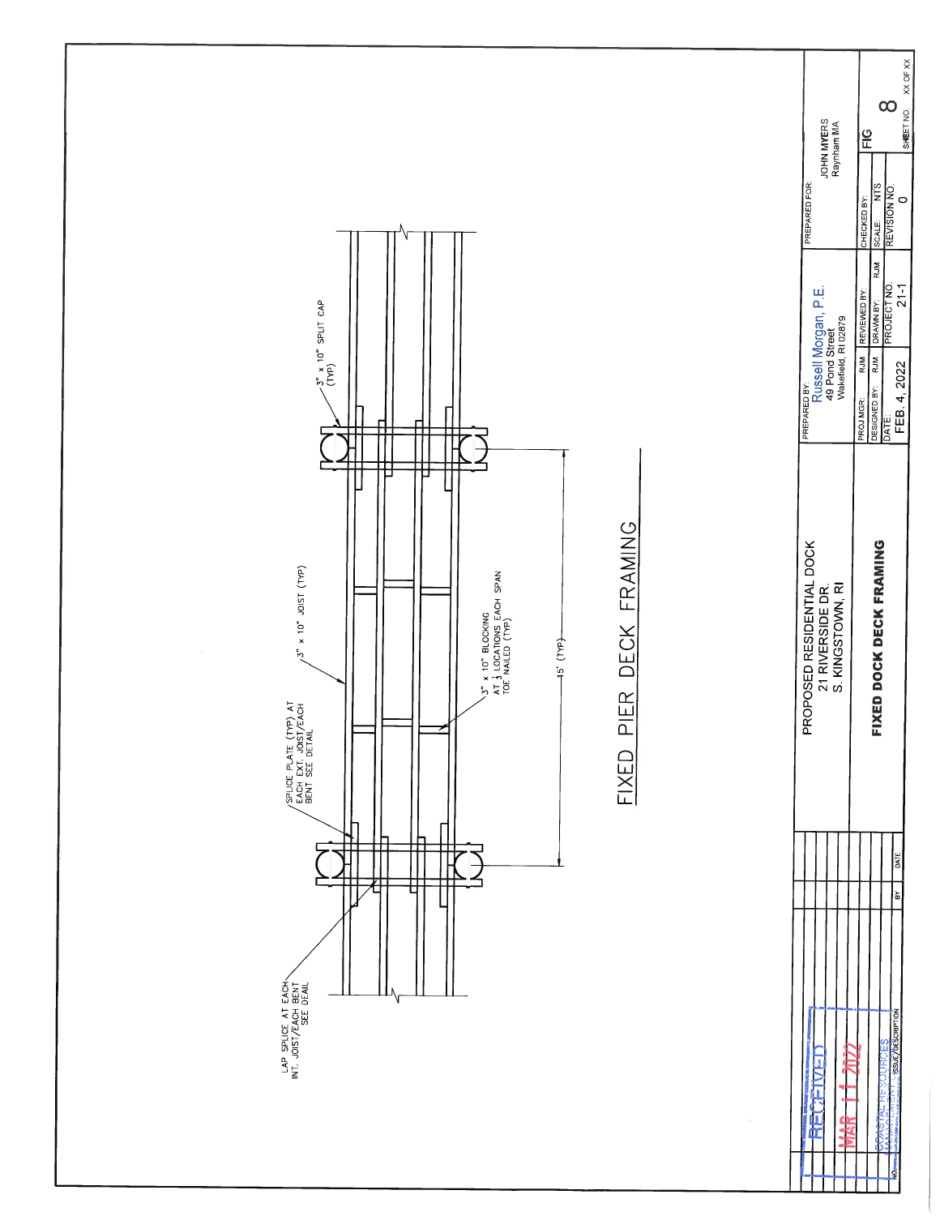## FIXED PIER DECK FRAMING

LAP SPLICE AT EACH INT. JOIST/EACH BENT SEE DETAIL

SPLICE PLATE (TYP) AT EACH EXT. JOIST/EACH BENT SEE DETAIL

3" x 10" JOIST (TYP)

3" x 10" BLOCKING AT ⅓ LOCATIONS EACH SPAN TOE NAILED (TYP)

15' (TYP)

3" x 10" SPLIT CAP (TYP)

| | | |
|---|---|---|
| PROPOSED RESIDENTIAL DOCK<br>21 RIVERSIDE DR.<br>S. KINGSTOWN, RI | PREPARED BY:<br>Russell Morgan, P.E.<br>49 Pond Street<br>Wakefield, RI 02879 | PREPARED FOR:<br>JOHN MYERS<br>Raynham MA |
| **FIXED DOCK DECK FRAMING** | PROJ MGR: RJM<br>DESIGNED BY: RJM<br>DATE: FEB. 4, 2022 | REVIEWED BY:<br>DRAWN BY: RJM<br>PROJECT NO. 21-1 |
| | CHECKED BY:<br>SCALE: NTS<br>REVISION NO. 0 | FIG 8<br>SHEET NO. XX OF XX |

| NO. | ISSUE/DESCRIPTION | BY | DATE |
|---|---|---|---|

RECEIVED
MAR 11 2022
COASTAL RESOURCES MANAGEMENT COUNCIL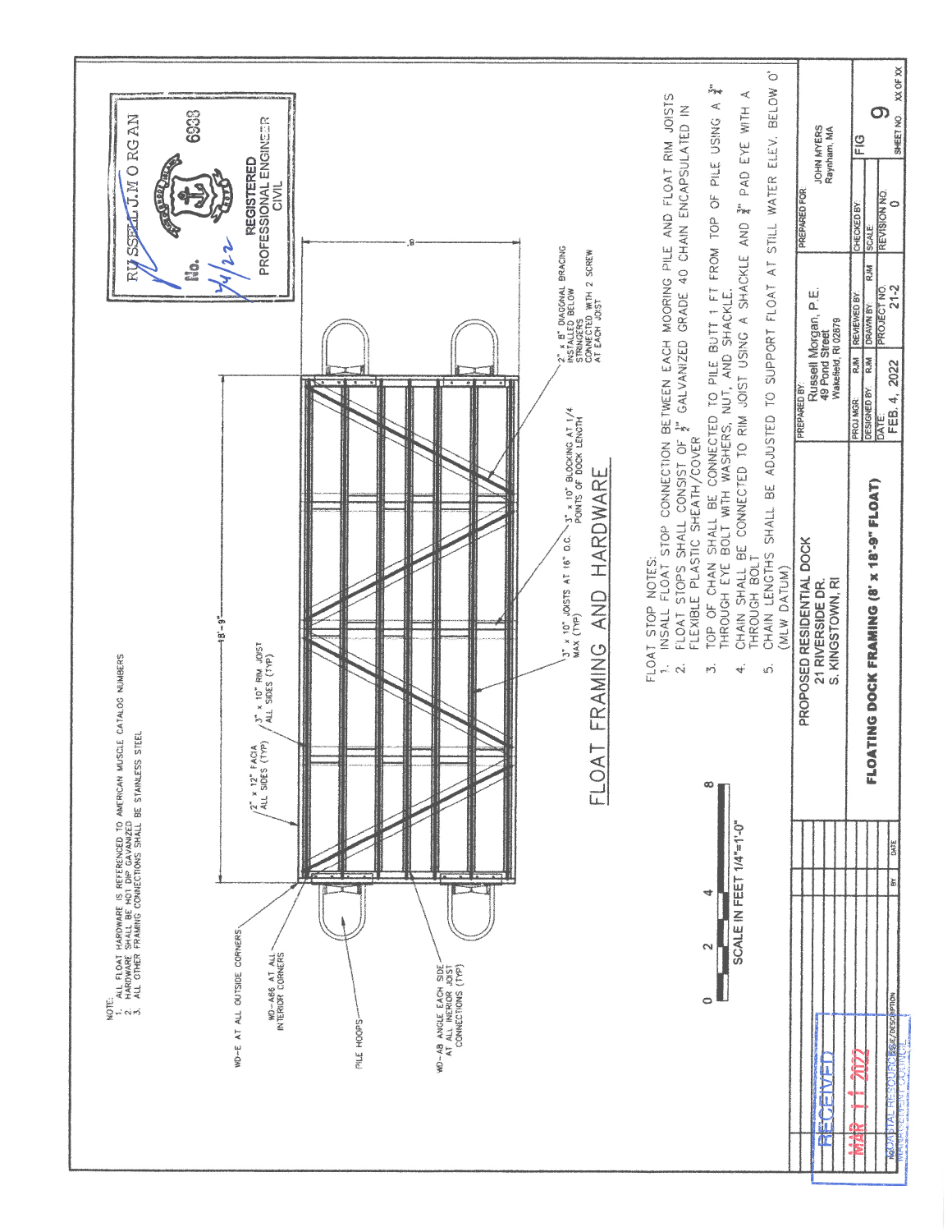NOTE:
1. ALL FLOAT HARDWARE IS REFERENCED TO AMERICAN MUSCLE CATALOG NUMBERS
2. HARDWARE SHALL BE HOT DIP GAVANIZED
3. ALL OTHER FRAMING CONNECTIONS SHALL BE STAINLESS STEEL

WD-E AT ALL OUTSIDE CORNERS

WD-A66 AT ALL INTERIOR CORNERS

PILE HOOPS

WD-AB ANGLE EACH SIDE AT ALL INTERIOR JOIST CONNECTIONS (TYP)

2" x 12" FACIA ALL SIDES (TYP)

3" x 10" RIM JOIST ALL SIDES (TYP)

18'-9"

8'

3" x 10" JOISTS AT 16" O.C. MAX (TYP)

3" x 10" BLOCKING AT 1/4 POINTS OF DOCK LENGTH

2" x 8" DIAGONAL BRACING INSTALLED BELOW STRINGERS CONNECTED WITH 2 SCREW AT EACH JOIST

SCALE IN FEET 1/4"=1'-0"

0 2 4 8

## FLOAT FRAMING AND HARDWARE

FLOAT STOP NOTES:

1. INSALL FLOAT STOP CONNECTION BETWEEN EACH MOORING PILE AND FLOAT RIM JOISTS
2. FLOAT STOPS SHALL CONSIST OF ½" GALVANIZED GRADE 40 CHAIN ENCAPSULATED IN FLEXIBLE PLASTIC SHEATH/COVER
3. TOP OF CHAN SHALL BE CONNECTED TO PILE BUTT 1 FT FROM TOP OF PILE USING A ¾" THROUGH EYE BOLT WITH WASHERS, NUT, AND SHACKLE.
4. CHAIN SHALL BE CONNECTED TO RIM JOIST USING A SHACKLE AND ¾" PAD EYE WITH A THROUGH BOLT
5. CHAIN LENGTHS SHALL BE ADJUSTED TO SUPPORT FLOAT AT STILL WATER ELEV. BELOW 0' (MLW DATUM)

RUSSELL J. MORGAN
No. 6933
REGISTERED PROFESSIONAL ENGINEER CIVIL
3/4/22

RECEIVED
MAR 11 2022
COASTAL RESOURCES MANAGEMENT COUNCIL

| ISSUE/DESCRIPTION | BY | DATE |
|---|---|---|

PROPOSED RESIDENTIAL DOCK
21 RIVERSIDE DR.
S. KINGSTOWN, RI

PREPARED BY: Russell Morgan, P.E.
49 Pond Street
Wakefield, RI 02879

PREPARED FOR: JOHN MYERS
Raynham, MA

**FLOATING DOCK FRAMING (8' x 18'-9" FLOAT)**

| PROJ MGR: | RJM | REVIEWED BY: | RJM | CHECKED BY: | |
|---|---|---|---|---|---|
| DESIGNED BY: | RJM | DRAWN BY: | RJM | SCALE: | |
| DATE: FEB. 4, 2022 | | PROJECT NO. 21-2 | | REVISION NO. 0 | |

FIG 9

SHEET NO. XX OF XX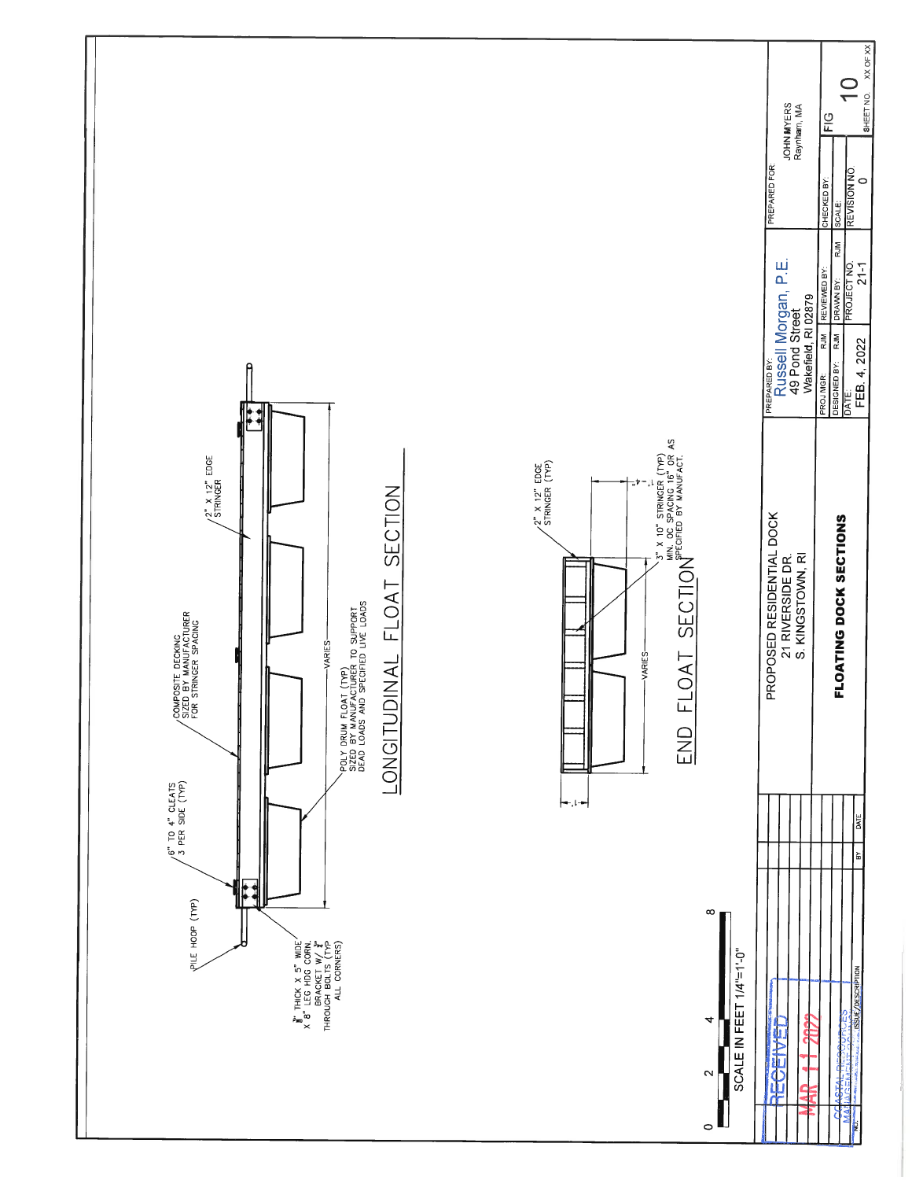## LONGITUDINAL FLOAT SECTION

PILE HOOP (TYP)

6" TO 4" CLEATS
3 PER SIDE (TYP)

COMPOSITE DECKING
SIZED BY MANUFACTURER
FOR STRINGER SPACING

2" X 12" EDGE
STRINGER

3/8" THICK X 5" WIDE
X 8" LEG HDG CORN.
BRACKET W/ 3/4"
THROUGH BOLTS (TYP
ALL CORNERS)

VARIES

POLY DRUM FLOAT (TYP)
SIZED BY MANUFACTURER TO SUPPORT
DEAD LOADS AND SPECIFIED LIVE LOADS

## END FLOAT SECTION

2" X 12" EDGE
STRINGER (TYP)

3" X 10" STRINGER (TYP)
MIN. OC SPACING 16" OR AS
SPECIFIED BY MANUFACT.

VARIES

0 2 4 8

SCALE IN FEET 1/4"=1'-0"

RECEIVED
MAR 11 2022
COASTAL RESOURCES
MANAGEMENT COUNCIL

| NO. | ISSUE/DESCRIPTION | BY | DATE |
|---|---|---|---|

PROPOSED RESIDENTIAL DOCK
21 RIVERSIDE DR.
S. KINGSTOWN, RI

**FLOATING DOCK SECTIONS**

PREPARED BY:
Russell Morgan, P.E.
49 Pond Street
Wakefield, RI 02879

PREPARED FOR:
JOHN MYERS
Raynham, MA

| | | | | | |
|---|---|---|---|---|---|
| PROJ.MGR: | RJM | REVIEWED BY: | | CHECKED BY: | FIG |
| DESIGNED BY: | RJM | DRAWN BY: | RJM | SCALE: | 10 |
| DATE: FEB. 4, 2022 | | PROJECT NO. 21-1 | | REVISION NO. 0 | SHEET NO. XX OF XX |